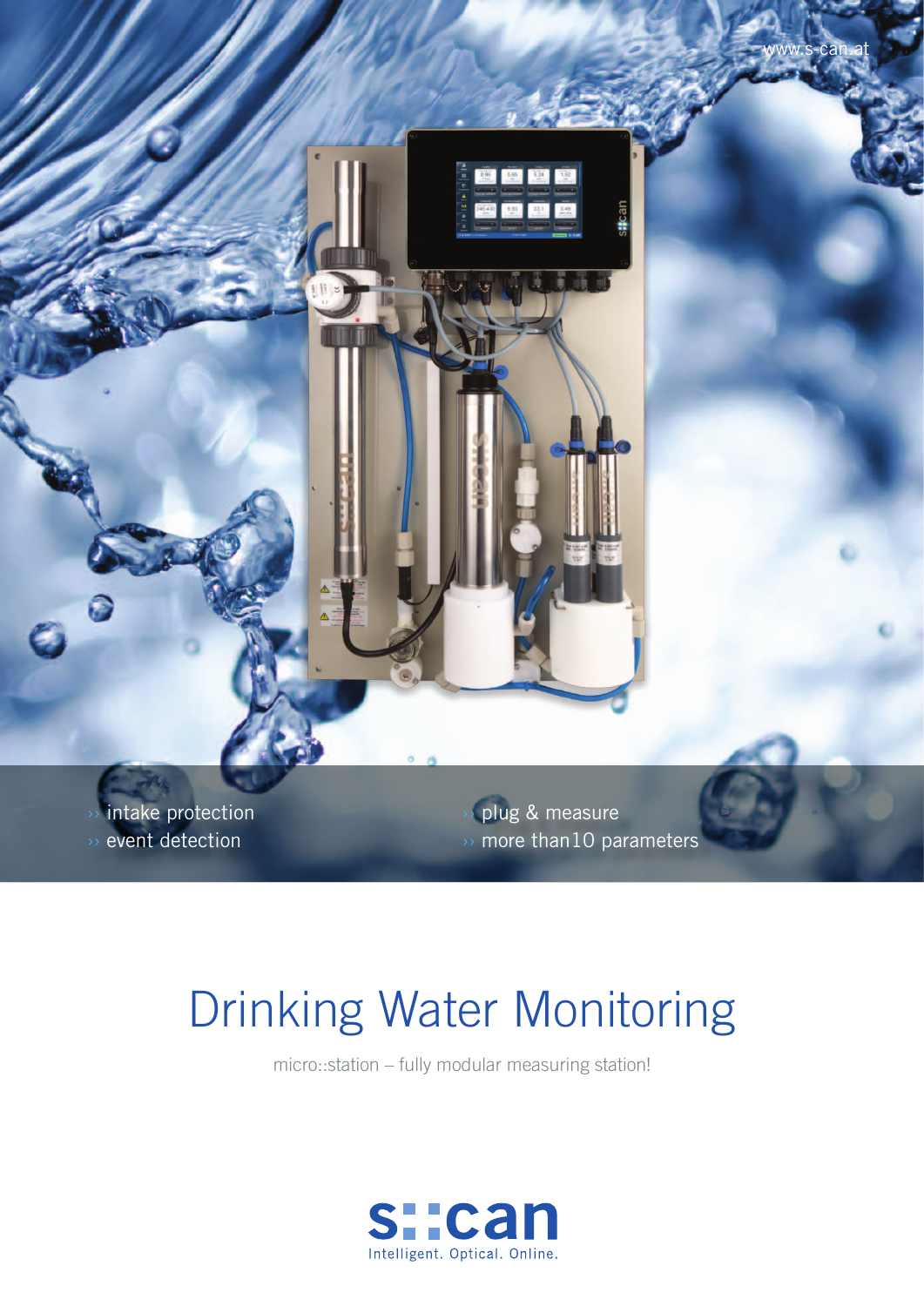www.s-can.at

›› intake protection
›› event detection
›› plug & measure
›› more than10 parameters

# Drinking Water Monitoring

micro::station – fully modular measuring station!

s::can
Intelligent. Optical. Online.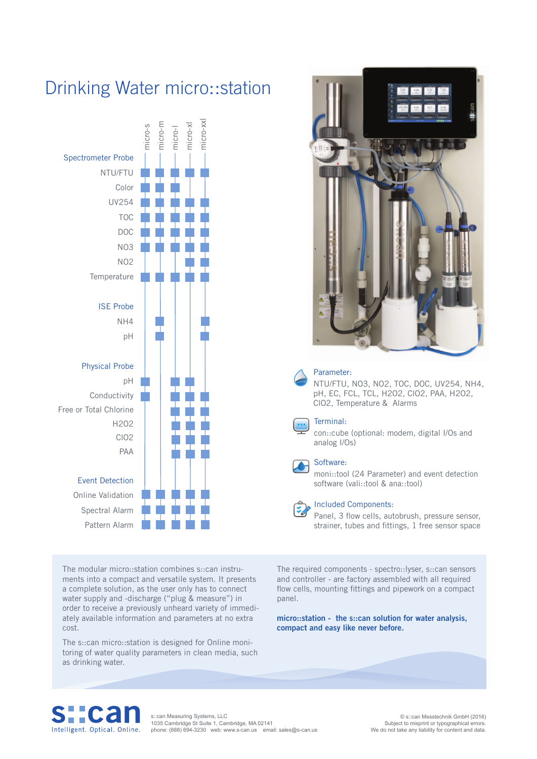# Drinking Water micro::station

| | micro-s | micro-m | micro-l | micro-xl | micro-xxl |
|---|---|---|---|---|---|
| **Spectrometer Probe** | | | | | |
| NTU/FTU | ■ | ■ | ■ | ■ | ■ |
| Color | ■ | ■ | ■ | | |
| UV254 | ■ | ■ | ■ | ■ | ■ |
| TOC | ■ | ■ | ■ | ■ | ■ |
| DOC | ■ | ■ | ■ | ■ | ■ |
| $NO_3$ | ■ | ■ | ■ | ■ | ■ |
| $NO_2$ | | | | ■ | ■ |
| Temperature | ■ | ■ | ■ | ■ | ■ |
| **ISE Probe** | | | | | |
| $NH_4$ | | ■ | | | ■ |
| pH | | ■ | | | ■ |
| **Physical Probe** | | | | | |
| pH | ■ | | ■ | ■ | |
| Conductivity | ■ | | ■ | ■ | ■ |
| Free or Total Chlorine | | | ■ | ■ | ■ |
| $H_2O_2$ | | | ■ | ■ | ■ |
| $ClO_2$ | | | ■ | ■ | ■ |
| PAA | | | ■ | ■ | ■ |
| **Event Detection** | | | | | |
| Online Validation | ■ | ■ | ■ | ■ | ■ |
| Spectral Alarm | ■ | ■ | ■ | ■ | ■ |
| Pattern Alarm | ■ | ■ | ■ | ■ | ■ |

**Parameter:**
NTU/FTU, $NO_3$, $NO_2$, TOC, DOC, UV254, $NH_4$, pH, EC, FCL, TCL, $H_2O_2$, $ClO_2$, PAA, $H_2O_2$, $ClO_2$, Temperature & Alarms

**Terminal:**
con::cube (optional: modem, digital I/Os and analog I/Os)

**Software:**
moni::tool (24 Parameter) and event detection software (vali::tool & ana::tool)

**Included Components:**
Panel, 3 flow cells, autobrush, pressure sensor, strainer, tubes and fittings, 1 free sensor space

The modular micro::station combines s::can instruments into a compact and versatile system. It presents a complete solution, as the user only has to connect water supply and -discharge ("plug & measure") in order to receive a previously unheard variety of immediately available information and parameters at no extra cost.

The s::can micro::station is designed for Online monitoring of water quality parameters in clean media, such as drinking water.

The required components - spectro::lyser, s::can sensors and controller - are factory assembled with all required flow cells, mounting fittings and pipework on a compact panel.

**micro::station - the s::can solution for water analysis, compact and easy like never before.**

s::can Intelligent. Optical. Online.

s::can Measuring Systems, LLC
1035 Cambridge St Suite 1, Cambridge, MA 02141
phone: (888) 694-3230 web: www.s-can.us email: sales@s-can.us

© s::can Messtechnik GmbH (2016)
Subject to misprint or typographical errors.
We do not take any liability for content and data.